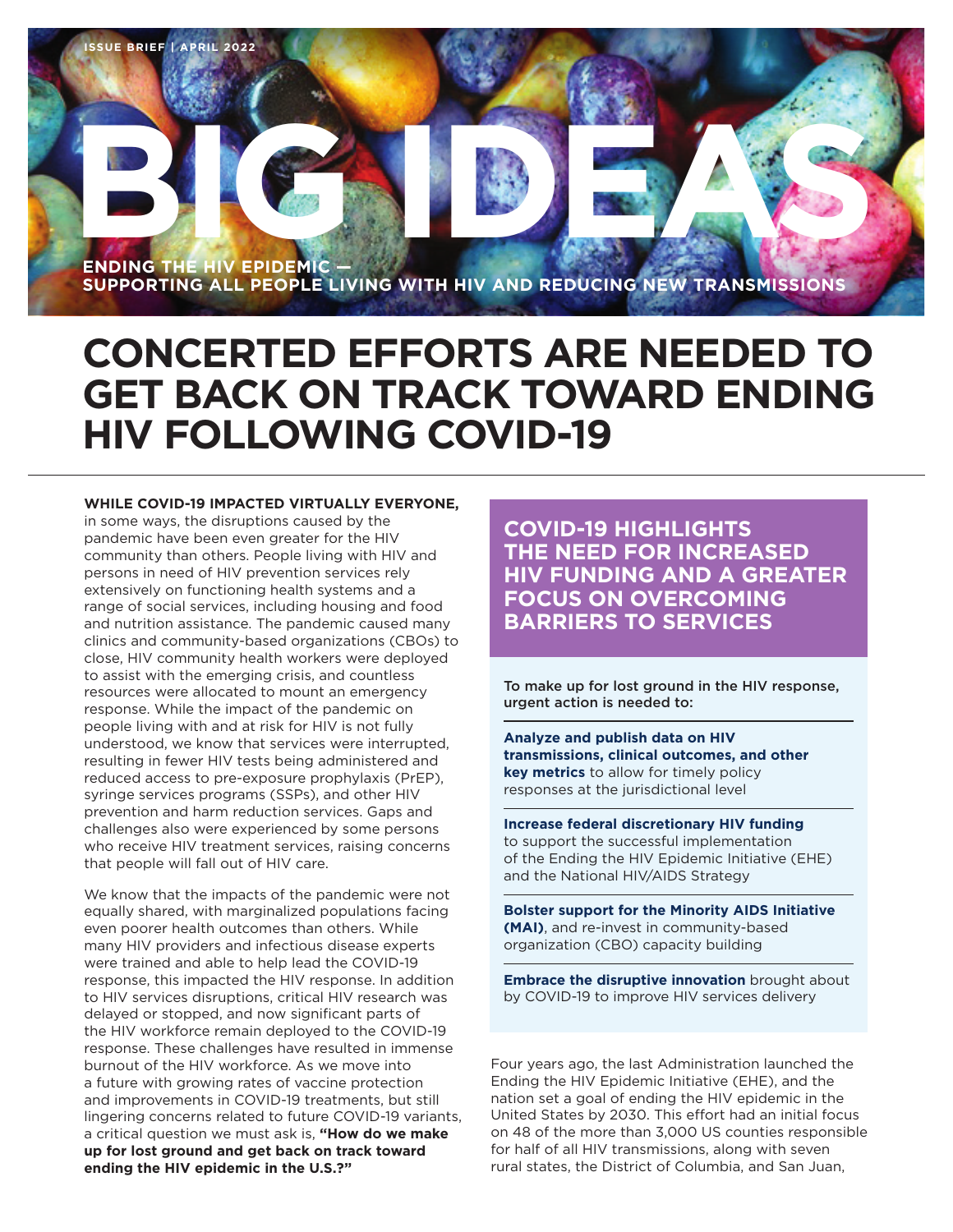ISSUE BRIEF | APRIL 2022

# BIG IDEAS

**ENDING THE HIV EPIDEMIC — SUPPORTING ALL PEOPLE LIVING WITH HIV AND REDUCING NEW TRANSMISSIONS**

# CONCERTED EFFORTS ARE NEEDED TO GET BACK ON TRACK TOWARD ENDING HIV FOLLOWING COVID-19

**WHILE COVID-19 IMPACTED VIRTUALLY EVERYONE,** in some ways, the disruptions caused by the pandemic have been even greater for the HIV community than others. People living with HIV and persons in need of HIV prevention services rely extensively on functioning health systems and a range of social services, including housing and food and nutrition assistance. The pandemic caused many clinics and community-based organizations (CBOs) to close, HIV community health workers were deployed to assist with the emerging crisis, and countless resources were allocated to mount an emergency response. While the impact of the pandemic on people living with and at risk for HIV is not fully understood, we know that services were interrupted, resulting in fewer HIV tests being administered and reduced access to pre-exposure prophylaxis (PrEP), syringe services programs (SSPs), and other HIV prevention and harm reduction services. Gaps and challenges also were experienced by some persons who receive HIV treatment services, raising concerns that people will fall out of HIV care.

We know that the impacts of the pandemic were not equally shared, with marginalized populations facing even poorer health outcomes than others. While many HIV providers and infectious disease experts were trained and able to help lead the COVID-19 response, this impacted the HIV response. In addition to HIV services disruptions, critical HIV research was delayed or stopped, and now significant parts of the HIV workforce remain deployed to the COVID-19 response. These challenges have resulted in immense burnout of the HIV workforce. As we move into a future with growing rates of vaccine protection and improvements in COVID-19 treatments, but still lingering concerns related to future COVID-19 variants, a critical question we must ask is, **"How do we make up for lost ground and get back on track toward ending the HIV epidemic in the U.S.?"**

## COVID-19 HIGHLIGHTS THE NEED FOR INCREASED HIV FUNDING AND A GREATER FOCUS ON OVERCOMING BARRIERS TO SERVICES

To make up for lost ground in the HIV response, urgent action is needed to:

**Analyze and publish data on HIV transmissions, clinical outcomes, and other key metrics** to allow for timely policy responses at the jurisdictional level

**Increase federal discretionary HIV funding** to support the successful implementation of the Ending the HIV Epidemic Initiative (EHE) and the National HIV/AIDS Strategy

**Bolster support for the Minority AIDS Initiative (MAI)**, and re-invest in community-based organization (CBO) capacity building

**Embrace the disruptive innovation** brought about by COVID-19 to improve HIV services delivery

Four years ago, the last Administration launched the Ending the HIV Epidemic Initiative (EHE), and the nation set a goal of ending the HIV epidemic in the United States by 2030. This effort had an initial focus on 48 of the more than 3,000 US counties responsible for half of all HIV transmissions, along with seven rural states, the District of Columbia, and San Juan,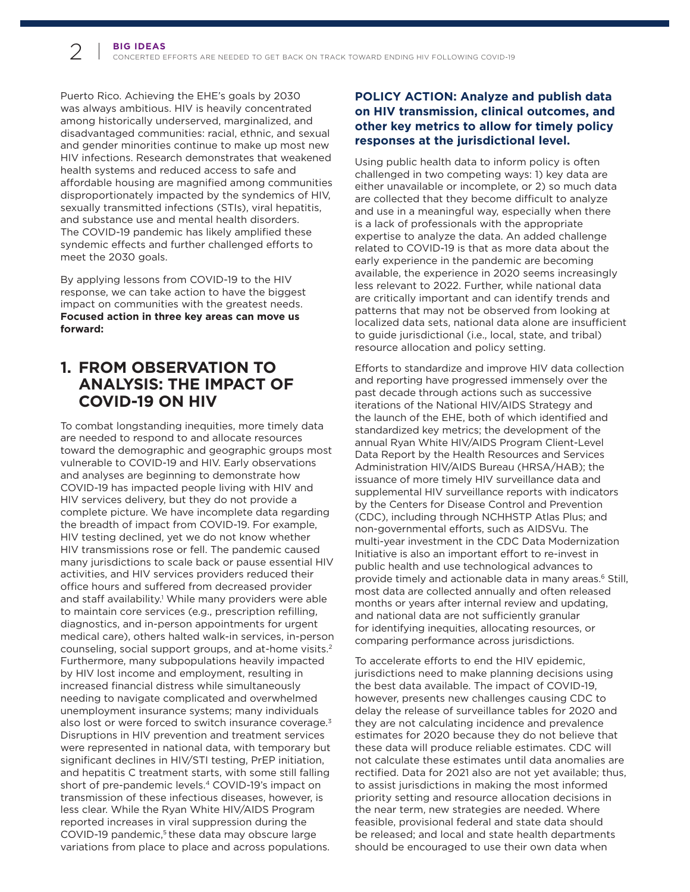Puerto Rico. Achieving the EHE's goals by 2030 was always ambitious. HIV is heavily concentrated among historically underserved, marginalized, and disadvantaged communities: racial, ethnic, and sexual and gender minorities continue to make up most new HIV infections. Research demonstrates that weakened health systems and reduced access to safe and affordable housing are magnified among communities disproportionately impacted by the syndemics of HIV, sexually transmitted infections (STIs), viral hepatitis, and substance use and mental health disorders. The COVID-19 pandemic has likely amplified these syndemic effects and further challenged efforts to meet the 2030 goals.

By applying lessons from COVID-19 to the HIV response, we can take action to have the biggest impact on communities with the greatest needs. **Focused action in three key areas can move us forward:**

## 1. FROM OBSERVATION TO ANALYSIS: THE IMPACT OF COVID-19 ON HIV

To combat longstanding inequities, more timely data are needed to respond to and allocate resources toward the demographic and geographic groups most vulnerable to COVID-19 and HIV. Early observations and analyses are beginning to demonstrate how COVID-19 has impacted people living with HIV and HIV services delivery, but they do not provide a complete picture. We have incomplete data regarding the breadth of impact from COVID-19. For example, HIV testing declined, yet we do not know whether HIV transmissions rose or fell. The pandemic caused many jurisdictions to scale back or pause essential HIV activities, and HIV services providers reduced their office hours and suffered from decreased provider and staff availability.[1] While many providers were able to maintain core services (e.g., prescription refilling, diagnostics, and in-person appointments for urgent medical care), others halted walk-in services, in-person counseling, social support groups, and at-home visits.[2] Furthermore, many subpopulations heavily impacted by HIV lost income and employment, resulting in increased financial distress while simultaneously needing to navigate complicated and overwhelmed unemployment insurance systems; many individuals also lost or were forced to switch insurance coverage.[3] Disruptions in HIV prevention and treatment services were represented in national data, with temporary but significant declines in HIV/STI testing, PrEP initiation, and hepatitis C treatment starts, with some still falling short of pre-pandemic levels.[4] COVID-19's impact on transmission of these infectious diseases, however, is less clear. While the Ryan White HIV/AIDS Program reported increases in viral suppression during the COVID-19 pandemic,[5] these data may obscure large variations from place to place and across populations.

### POLICY ACTION: Analyze and publish data on HIV transmission, clinical outcomes, and other key metrics to allow for timely policy responses at the jurisdictional level.

Using public health data to inform policy is often challenged in two competing ways: 1) key data are either unavailable or incomplete, or 2) so much data are collected that they become difficult to analyze and use in a meaningful way, especially when there is a lack of professionals with the appropriate expertise to analyze the data. An added challenge related to COVID-19 is that as more data about the early experience in the pandemic are becoming available, the experience in 2020 seems increasingly less relevant to 2022. Further, while national data are critically important and can identify trends and patterns that may not be observed from looking at localized data sets, national data alone are insufficient to guide jurisdictional (i.e., local, state, and tribal) resource allocation and policy setting.

Efforts to standardize and improve HIV data collection and reporting have progressed immensely over the past decade through actions such as successive iterations of the National HIV/AIDS Strategy and the launch of the EHE, both of which identified and standardized key metrics; the development of the annual Ryan White HIV/AIDS Program Client-Level Data Report by the Health Resources and Services Administration HIV/AIDS Bureau (HRSA/HAB); the issuance of more timely HIV surveillance data and supplemental HIV surveillance reports with indicators by the Centers for Disease Control and Prevention (CDC), including through NCHHSTP Atlas Plus; and non-governmental efforts, such as AIDSVu. The multi-year investment in the CDC Data Modernization Initiative is also an important effort to re-invest in public health and use technological advances to provide timely and actionable data in many areas.[6] Still, most data are collected annually and often released months or years after internal review and updating, and national data are not sufficiently granular for identifying inequities, allocating resources, or comparing performance across jurisdictions.

To accelerate efforts to end the HIV epidemic, jurisdictions need to make planning decisions using the best data available. The impact of COVID-19, however, presents new challenges causing CDC to delay the release of surveillance tables for 2020 and they are not calculating incidence and prevalence estimates for 2020 because they do not believe that these data will produce reliable estimates. CDC will not calculate these estimates until data anomalies are rectified. Data for 2021 also are not yet available; thus, to assist jurisdictions in making the most informed priority setting and resource allocation decisions in the near term, new strategies are needed. Where feasible, provisional federal and state data should be released; and local and state health departments should be encouraged to use their own data when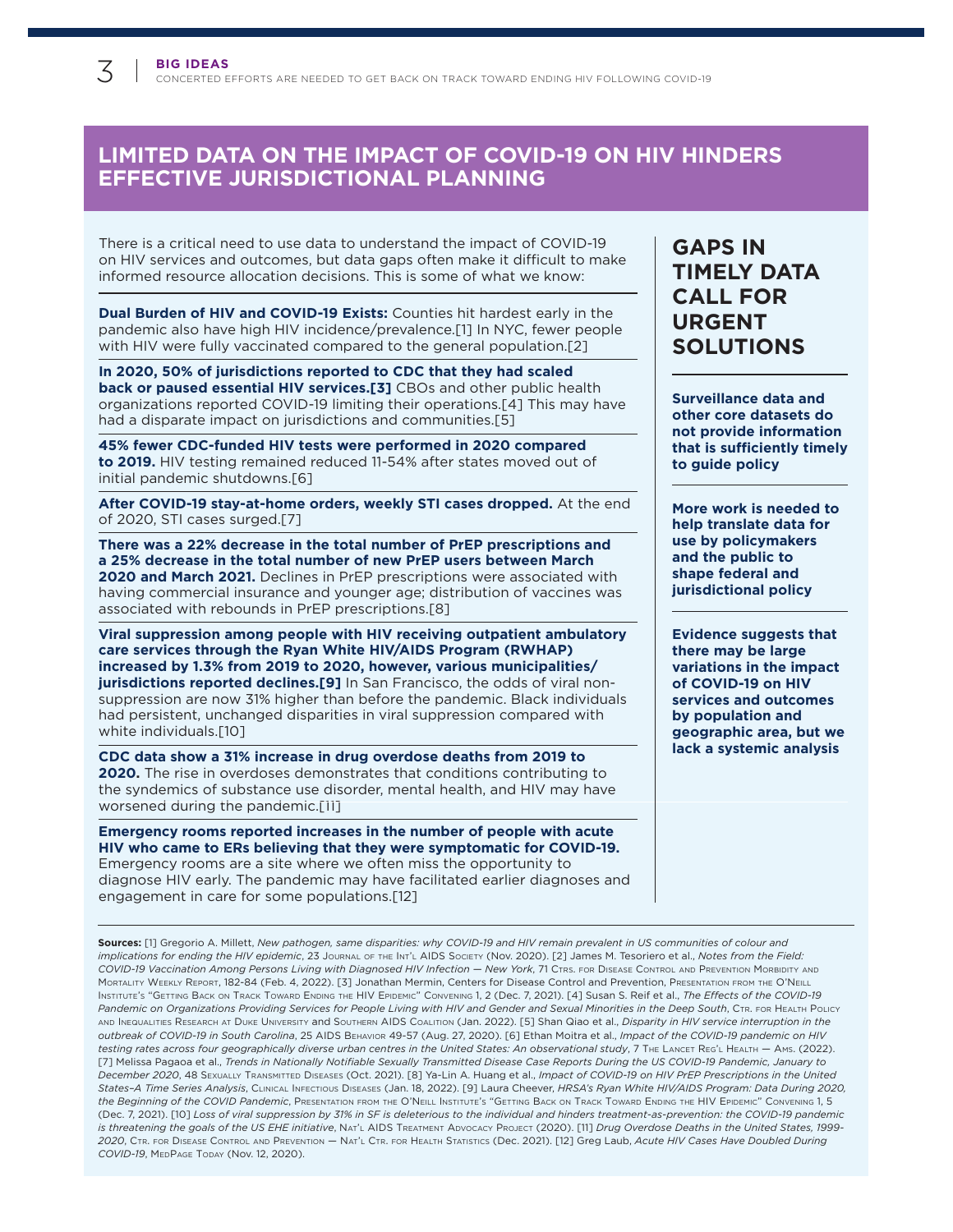## LIMITED DATA ON THE IMPACT OF COVID-19 ON HIV HINDERS EFFECTIVE JURISDICTIONAL PLANNING

There is a critical need to use data to understand the impact of COVID-19 on HIV services and outcomes, but data gaps often make it difficult to make informed resource allocation decisions. This is some of what we know:

**Dual Burden of HIV and COVID-19 Exists:** Counties hit hardest early in the pandemic also have high HIV incidence/prevalence.[1] In NYC, fewer people with HIV were fully vaccinated compared to the general population.[2]

**In 2020, 50% of jurisdictions reported to CDC that they had scaled back or paused essential HIV services.[3]** CBOs and other public health organizations reported COVID-19 limiting their operations.[4] This may have had a disparate impact on jurisdictions and communities.[5]

**45% fewer CDC-funded HIV tests were performed in 2020 compared to 2019.** HIV testing remained reduced 11-54% after states moved out of initial pandemic shutdowns.[6]

**After COVID-19 stay-at-home orders, weekly STI cases dropped.** At the end of 2020, STI cases surged.[7]

**There was a 22% decrease in the total number of PrEP prescriptions and a 25% decrease in the total number of new PrEP users between March 2020 and March 2021.** Declines in PrEP prescriptions were associated with having commercial insurance and younger age; distribution of vaccines was associated with rebounds in PrEP prescriptions.[8]

**Viral suppression among people with HIV receiving outpatient ambulatory care services through the Ryan White HIV/AIDS Program (RWHAP) increased by 1.3% from 2019 to 2020, however, various municipalities/jurisdictions reported declines.[9]** In San Francisco, the odds of viral non-suppression are now 31% higher than before the pandemic. Black individuals had persistent, unchanged disparities in viral suppression compared with white individuals.[10]

**CDC data show a 31% increase in drug overdose deaths from 2019 to 2020.** The rise in overdoses demonstrates that conditions contributing to the syndemics of substance use disorder, mental health, and HIV may have worsened during the pandemic.[11]

**Emergency rooms reported increases in the number of people with acute HIV who came to ERs believing that they were symptomatic for COVID-19.** Emergency rooms are a site where we often miss the opportunity to diagnose HIV early. The pandemic may have facilitated earlier diagnoses and engagement in care for some populations.[12]

### GAPS IN TIMELY DATA CALL FOR URGENT SOLUTIONS

**Surveillance data and other core datasets do not provide information that is sufficiently timely to guide policy**

**More work is needed to help translate data for use by policymakers and the public to shape federal and jurisdictional policy**

**Evidence suggests that there may be large variations in the impact of COVID-19 on HIV services and outcomes by population and geographic area, but we lack a systemic analysis**

**Sources:** [1] Gregorio A. Millett, *New pathogen, same disparities: why COVID-19 and HIV remain prevalent in US communities of colour and implications for ending the HIV epidemic*, 23 Journal of the Int'l AIDS Society (Nov. 2020). [2] James M. Tesoriero et al., *Notes from the Field: COVID-19 Vaccination Among Persons Living with Diagnosed HIV Infection — New York*, 71 Ctrs. for Disease Control and Prevention Morbidity and Mortality Weekly Report, 182-84 (Feb. 4, 2022). [3] Jonathan Mermin, Centers for Disease Control and Prevention, Presentation from the O'Neill Institute's "Getting Back on Track Toward Ending the HIV Epidemic" Convening 1, 2 (Dec. 7, 2021). [4] Susan S. Reif et al., *The Effects of the COVID-19 Pandemic on Organizations Providing Services for People Living with HIV and Gender and Sexual Minorities in the Deep South*, Ctr. for Health Policy and Inequalities Research at Duke University and Southern AIDS Coalition (Jan. 2022). [5] Shan Qiao et al., *Disparity in HIV service interruption in the outbreak of COVID-19 in South Carolina*, 25 AIDS Behavior 49-57 (Aug. 27, 2020). [6] Ethan Moitra et al., *Impact of the COVID-19 pandemic on HIV testing rates across four geographically diverse urban centres in the United States: An observational study*, 7 The Lancet Reg'l Health — Ams. (2022). [7] Melissa Pagaoa et al., *Trends in Nationally Notifiable Sexually Transmitted Disease Case Reports During the US COVID-19 Pandemic, January to December 2020*, 48 Sexually Transmitted Diseases (Oct. 2021). [8] Ya-Lin A. Huang et al., *Impact of COVID-19 on HIV PrEP Prescriptions in the United States–A Time Series Analysis*, Clinical Infectious Diseases (Jan. 18, 2022). [9] Laura Cheever, *HRSA's Ryan White HIV/AIDS Program: Data During 2020, the Beginning of the COVID Pandemic*, Presentation from the O'Neill Institute's "Getting Back on Track Toward Ending the HIV Epidemic" Convening 1, 5 (Dec. 7, 2021). [10] *Loss of viral suppression by 31% in SF is deleterious to the individual and hinders treatment-as-prevention: the COVID-19 pandemic is threatening the goals of the US EHE initiative*, Nat'l AIDS Treatment Advocacy Project (2020). [11] *Drug Overdose Deaths in the United States, 1999-2020*, Ctr. for Disease Control and Prevention — Nat'l Ctr. for Health Statistics (Dec. 2021). [12] Greg Laub, *Acute HIV Cases Have Doubled During COVID-19*, MedPage Today (Nov. 12, 2020).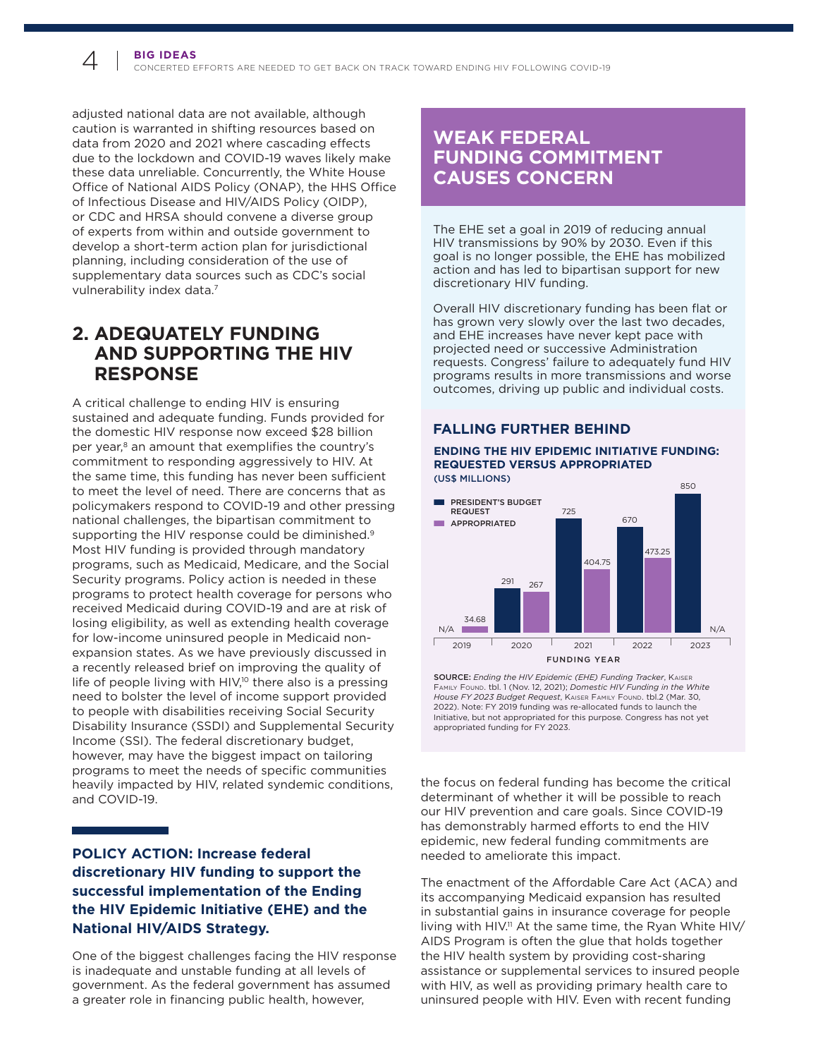adjusted national data are not available, although caution is warranted in shifting resources based on data from 2020 and 2021 where cascading effects due to the lockdown and COVID-19 waves likely make these data unreliable. Concurrently, the White House Office of National AIDS Policy (ONAP), the HHS Office of Infectious Disease and HIV/AIDS Policy (OIDP), or CDC and HRSA should convene a diverse group of experts from within and outside government to develop a short-term action plan for jurisdictional planning, including consideration of the use of supplementary data sources such as CDC's social vulnerability index data.[7]

## 2. ADEQUATELY FUNDING AND SUPPORTING THE HIV RESPONSE

A critical challenge to ending HIV is ensuring sustained and adequate funding. Funds provided for the domestic HIV response now exceed $28 billion per year,[8] an amount that exemplifies the country's commitment to responding aggressively to HIV. At the same time, this funding has never been sufficient to meet the level of need. There are concerns that as policymakers respond to COVID-19 and other pressing national challenges, the bipartisan commitment to supporting the HIV response could be diminished.[9] Most HIV funding is provided through mandatory programs, such as Medicaid, Medicare, and the Social Security programs. Policy action is needed in these programs to protect health coverage for persons who received Medicaid during COVID-19 and are at risk of losing eligibility, as well as extending health coverage for low-income uninsured people in Medicaid non-expansion states. As we have previously discussed in a recently released brief on improving the quality of life of people living with HIV,[10] there also is a pressing need to bolster the level of income support provided to people with disabilities receiving Social Security Disability Insurance (SSDI) and Supplemental Security Income (SSI). The federal discretionary budget, however, may have the biggest impact on tailoring programs to meet the needs of specific communities heavily impacted by HIV, related syndemic conditions, and COVID-19.

**POLICY ACTION: Increase federal discretionary HIV funding to support the successful implementation of the Ending the HIV Epidemic Initiative (EHE) and the National HIV/AIDS Strategy.**

One of the biggest challenges facing the HIV response is inadequate and unstable funding at all levels of government. As the federal government has assumed a greater role in financing public health, however, the focus on federal funding has become the critical determinant of whether it will be possible to reach our HIV prevention and care goals. Since COVID-19 has demonstrably harmed efforts to end the HIV epidemic, new federal funding commitments are needed to ameliorate this impact.

The enactment of the Affordable Care Act (ACA) and its accompanying Medicaid expansion has resulted in substantial gains in insurance coverage for people living with HIV.[11] At the same time, the Ryan White HIV/AIDS Program is often the glue that holds together the HIV health system by providing cost-sharing assistance or supplemental services to insured people with HIV, as well as providing primary health care to uninsured people with HIV. Even with recent funding

### WEAK FEDERAL FUNDING COMMITMENT CAUSES CONCERN

The EHE set a goal in 2019 of reducing annual HIV transmissions by 90% by 2030. Even if this goal is no longer possible, the EHE has mobilized action and has led to bipartisan support for new discretionary HIV funding.

Overall HIV discretionary funding has been flat or has grown very slowly over the last two decades, and EHE increases have never kept pace with projected need or successive Administration requests. Congress' failure to adequately fund HIV programs results in more transmissions and worse outcomes, driving up public and individual costs.

#### FALLING FURTHER BEHIND

**ENDING THE HIV EPIDEMIC INITIATIVE FUNDING: REQUESTED VERSUS APPROPRIATED**
(US$ MILLIONS)

| Funding Year | President's Budget Request | Appropriated |
|---|---|---|
| 2019 | N/A | 34.68 |
| 2020 | 291 | 267 |
| 2021 | 725 | 404.75 |
| 2022 | 670 | 473.25 |
| 2023 | 850 | N/A |

SOURCE: *Ending the HIV Epidemic (EHE) Funding Tracker*, Kaiser Family Found. tbl. 1 (Nov. 12, 2021); *Domestic HIV Funding in the White House FY 2023 Budget Request*, Kaiser Family Found. tbl.2 (Mar. 30, 2022). Note: FY 2019 funding was re-allocated funds to launch the Initiative, but not appropriated for this purpose. Congress has not yet appropriated funding for FY 2023.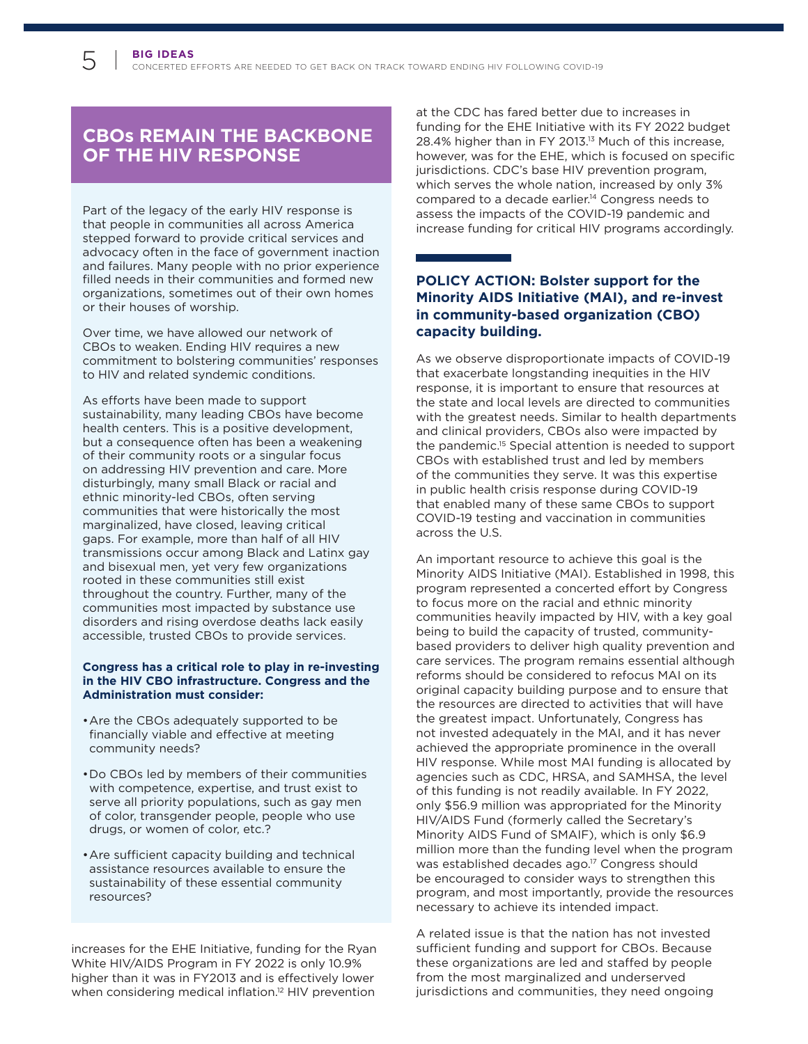## CBOs REMAIN THE BACKBONE OF THE HIV RESPONSE

Part of the legacy of the early HIV response is that people in communities all across America stepped forward to provide critical services and advocacy often in the face of government inaction and failures. Many people with no prior experience filled needs in their communities and formed new organizations, sometimes out of their own homes or their houses of worship.

Over time, we have allowed our network of CBOs to weaken. Ending HIV requires a new commitment to bolstering communities' responses to HIV and related syndemic conditions.

As efforts have been made to support sustainability, many leading CBOs have become health centers. This is a positive development, but a consequence often has been a weakening of their community roots or a singular focus on addressing HIV prevention and care. More disturbingly, many small Black or racial and ethnic minority-led CBOs, often serving communities that were historically the most marginalized, have closed, leaving critical gaps. For example, more than half of all HIV transmissions occur among Black and Latinx gay and bisexual men, yet very few organizations rooted in these communities still exist throughout the country. Further, many of the communities most impacted by substance use disorders and rising overdose deaths lack easily accessible, trusted CBOs to provide services.

**Congress has a critical role to play in re-investing in the HIV CBO infrastructure. Congress and the Administration must consider:**

- Are the CBOs adequately supported to be financially viable and effective at meeting community needs?
- Do CBOs led by members of their communities with competence, expertise, and trust exist to serve all priority populations, such as gay men of color, transgender people, people who use drugs, or women of color, etc.?
- Are sufficient capacity building and technical assistance resources available to ensure the sustainability of these essential community resources?

increases for the EHE Initiative, funding for the Ryan White HIV/AIDS Program in FY 2022 is only 10.9% higher than it was in FY2013 and is effectively lower when considering medical inflation.[12] HIV prevention at the CDC has fared better due to increases in funding for the EHE Initiative with its FY 2022 budget 28.4% higher than in FY 2013.[13] Much of this increase, however, was for the EHE, which is focused on specific jurisdictions. CDC's base HIV prevention program, which serves the whole nation, increased by only 3% compared to a decade earlier.[14] Congress needs to assess the impacts of the COVID-19 pandemic and increase funding for critical HIV programs accordingly.

### POLICY ACTION: Bolster support for the Minority AIDS Initiative (MAI), and re-invest in community-based organization (CBO) capacity building.

As we observe disproportionate impacts of COVID-19 that exacerbate longstanding inequities in the HIV response, it is important to ensure that resources at the state and local levels are directed to communities with the greatest needs. Similar to health departments and clinical providers, CBOs also were impacted by the pandemic.[15] Special attention is needed to support CBOs with established trust and led by members of the communities they serve. It was this expertise in public health crisis response during COVID-19 that enabled many of these same CBOs to support COVID-19 testing and vaccination in communities across the U.S.

An important resource to achieve this goal is the Minority AIDS Initiative (MAI). Established in 1998, this program represented a concerted effort by Congress to focus more on the racial and ethnic minority communities heavily impacted by HIV, with a key goal being to build the capacity of trusted, community-based providers to deliver high quality prevention and care services. The program remains essential although reforms should be considered to refocus MAI on its original capacity building purpose and to ensure that the resources are directed to activities that will have the greatest impact. Unfortunately, Congress has not invested adequately in the MAI, and it has never achieved the appropriate prominence in the overall HIV response. While most MAI funding is allocated by agencies such as CDC, HRSA, and SAMHSA, the level of this funding is not readily available. In FY 2022, only $56.9 million was appropriated for the Minority HIV/AIDS Fund (formerly called the Secretary's Minority AIDS Fund of SMAIF), which is only $6.9 million more than the funding level when the program was established decades ago.[17] Congress should be encouraged to consider ways to strengthen this program, and most importantly, provide the resources necessary to achieve its intended impact.

A related issue is that the nation has not invested sufficient funding and support for CBOs. Because these organizations are led and staffed by people from the most marginalized and underserved jurisdictions and communities, they need ongoing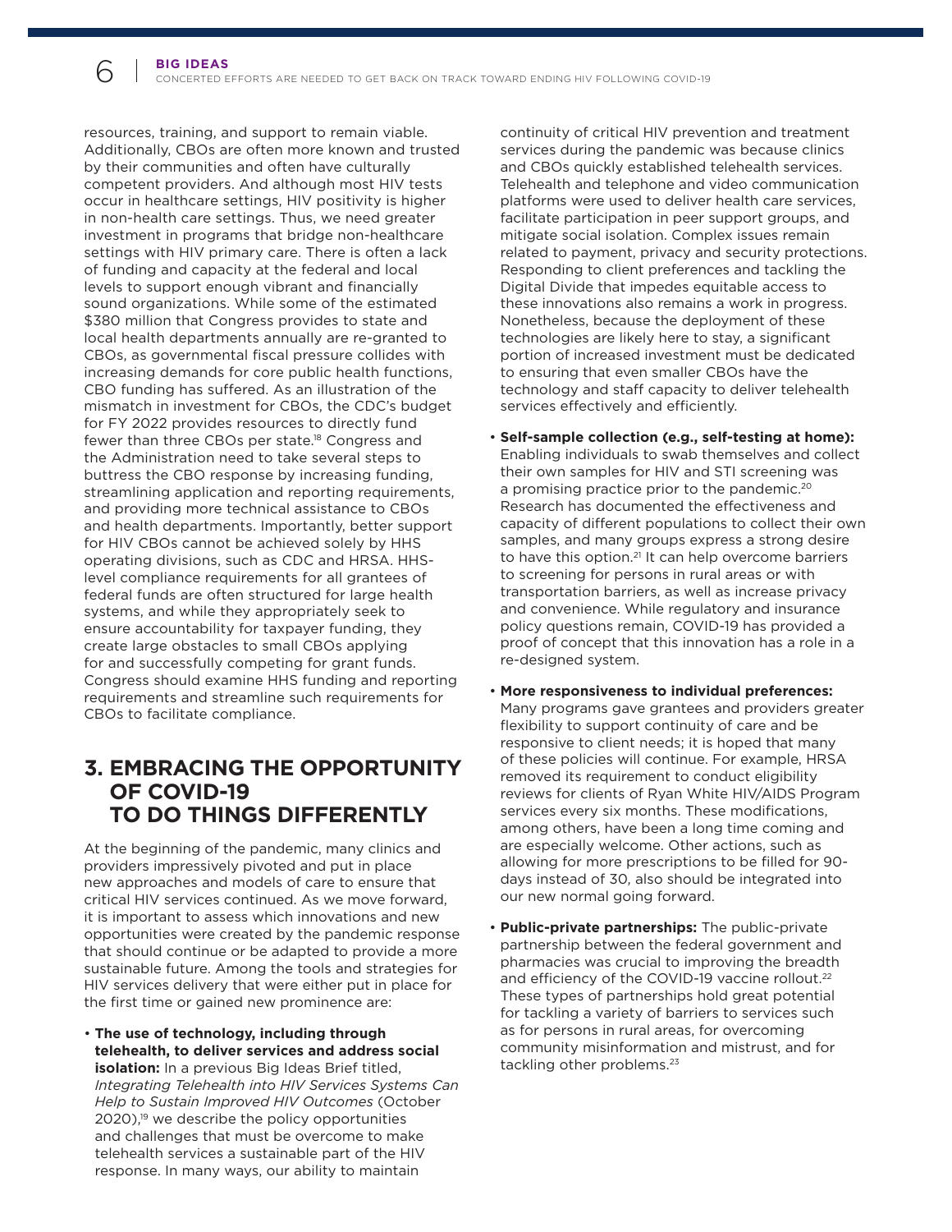resources, training, and support to remain viable. Additionally, CBOs are often more known and trusted by their communities and often have culturally competent providers. And although most HIV tests occur in healthcare settings, HIV positivity is higher in non-health care settings. Thus, we need greater investment in programs that bridge non-healthcare settings with HIV primary care. There is often a lack of funding and capacity at the federal and local levels to support enough vibrant and financially sound organizations. While some of the estimated $380 million that Congress provides to state and local health departments annually are re-granted to CBOs, as governmental fiscal pressure collides with increasing demands for core public health functions, CBO funding has suffered. As an illustration of the mismatch in investment for CBOs, the CDC's budget for FY 2022 provides resources to directly fund fewer than three CBOs per state.[18] Congress and the Administration need to take several steps to buttress the CBO response by increasing funding, streamlining application and reporting requirements, and providing more technical assistance to CBOs and health departments. Importantly, better support for HIV CBOs cannot be achieved solely by HHS operating divisions, such as CDC and HRSA. HHS-level compliance requirements for all grantees of federal funds are often structured for large health systems, and while they appropriately seek to ensure accountability for taxpayer funding, they create large obstacles to small CBOs applying for and successfully competing for grant funds. Congress should examine HHS funding and reporting requirements and streamline such requirements for CBOs to facilitate compliance.

## 3. EMBRACING THE OPPORTUNITY OF COVID-19 TO DO THINGS DIFFERENTLY

At the beginning of the pandemic, many clinics and providers impressively pivoted and put in place new approaches and models of care to ensure that critical HIV services continued. As we move forward, it is important to assess which innovations and new opportunities were created by the pandemic response that should continue or be adapted to provide a more sustainable future. Among the tools and strategies for HIV services delivery that were either put in place for the first time or gained new prominence are:

- **The use of technology, including through telehealth, to deliver services and address social isolation:** In a previous Big Ideas Brief titled, *Integrating Telehealth into HIV Services Systems Can Help to Sustain Improved HIV Outcomes* (October 2020),[19] we describe the policy opportunities and challenges that must be overcome to make telehealth services a sustainable part of the HIV response. In many ways, our ability to maintain continuity of critical HIV prevention and treatment services during the pandemic was because clinics and CBOs quickly established telehealth services. Telehealth and telephone and video communication platforms were used to deliver health care services, facilitate participation in peer support groups, and mitigate social isolation. Complex issues remain related to payment, privacy and security protections. Responding to client preferences and tackling the Digital Divide that impedes equitable access to these innovations also remains a work in progress. Nonetheless, because the deployment of these technologies are likely here to stay, a significant portion of increased investment must be dedicated to ensuring that even smaller CBOs have the technology and staff capacity to deliver telehealth services effectively and efficiently.
- **Self-sample collection (e.g., self-testing at home):** Enabling individuals to swab themselves and collect their own samples for HIV and STI screening was a promising practice prior to the pandemic.[20] Research has documented the effectiveness and capacity of different populations to collect their own samples, and many groups express a strong desire to have this option.[21] It can help overcome barriers to screening for persons in rural areas or with transportation barriers, as well as increase privacy and convenience. While regulatory and insurance policy questions remain, COVID-19 has provided a proof of concept that this innovation has a role in a re-designed system.
- **More responsiveness to individual preferences:** Many programs gave grantees and providers greater flexibility to support continuity of care and be responsive to client needs; it is hoped that many of these policies will continue. For example, HRSA removed its requirement to conduct eligibility reviews for clients of Ryan White HIV/AIDS Program services every six months. These modifications, among others, have been a long time coming and are especially welcome. Other actions, such as allowing for more prescriptions to be filled for 90-days instead of 30, also should be integrated into our new normal going forward.
- **Public-private partnerships:** The public-private partnership between the federal government and pharmacies was crucial to improving the breadth and efficiency of the COVID-19 vaccine rollout.[22] These types of partnerships hold great potential for tackling a variety of barriers to services such as for persons in rural areas, for overcoming community misinformation and mistrust, and for tackling other problems.[23]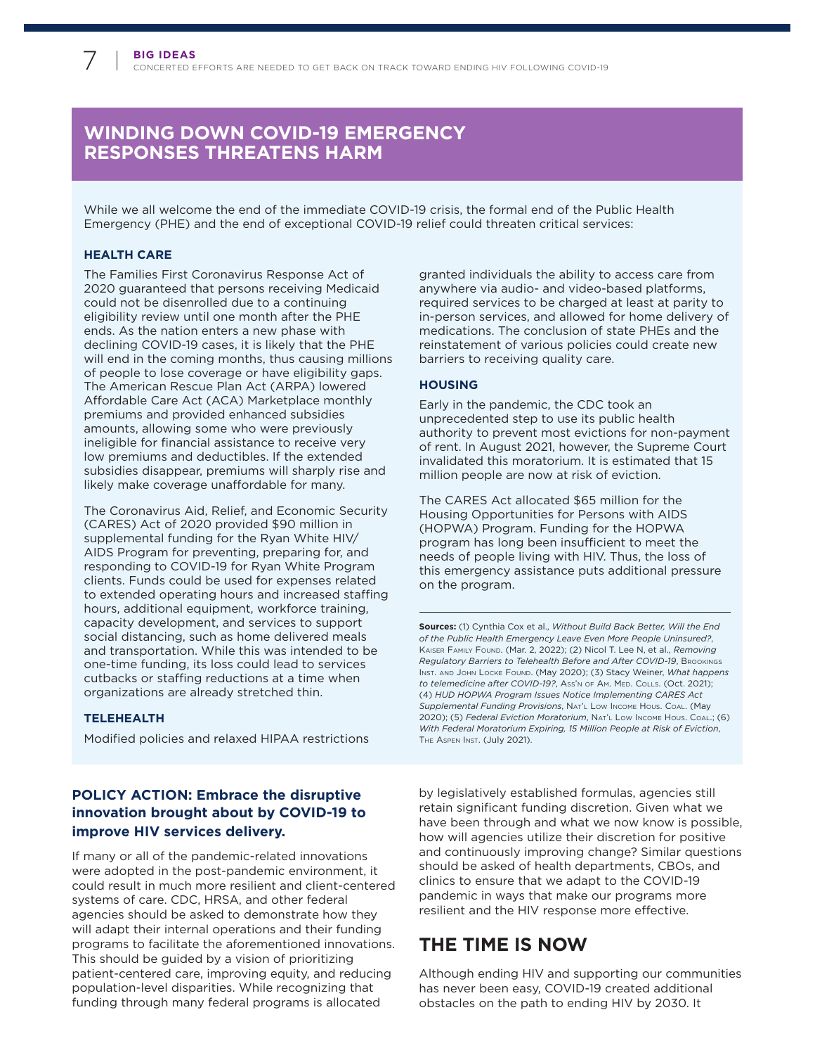## WINDING DOWN COVID-19 EMERGENCY RESPONSES THREATENS HARM

While we all welcome the end of the immediate COVID-19 crisis, the formal end of the Public Health Emergency (PHE) and the end of exceptional COVID-19 relief could threaten critical services:

### HEALTH CARE

The Families First Coronavirus Response Act of 2020 guaranteed that persons receiving Medicaid could not be disenrolled due to a continuing eligibility review until one month after the PHE ends. As the nation enters a new phase with declining COVID-19 cases, it is likely that the PHE will end in the coming months, thus causing millions of people to lose coverage or have eligibility gaps. The American Rescue Plan Act (ARPA) lowered Affordable Care Act (ACA) Marketplace monthly premiums and provided enhanced subsidies amounts, allowing some who were previously ineligible for financial assistance to receive very low premiums and deductibles. If the extended subsidies disappear, premiums will sharply rise and likely make coverage unaffordable for many.

The Coronavirus Aid, Relief, and Economic Security (CARES) Act of 2020 provided $90 million in supplemental funding for the Ryan White HIV/AIDS Program for preventing, preparing for, and responding to COVID-19 for Ryan White Program clients. Funds could be used for expenses related to extended operating hours and increased staffing hours, additional equipment, workforce training, capacity development, and services to support social distancing, such as home delivered meals and transportation. While this was intended to be one-time funding, its loss could lead to services cutbacks or staffing reductions at a time when organizations are already stretched thin.

### TELEHEALTH

Modified policies and relaxed HIPAA restrictions granted individuals the ability to access care from anywhere via audio- and video-based platforms, required services to be charged at least at parity to in-person services, and allowed for home delivery of medications. The conclusion of state PHEs and the reinstatement of various policies could create new barriers to receiving quality care.

### HOUSING

Early in the pandemic, the CDC took an unprecedented step to use its public health authority to prevent most evictions for non-payment of rent. In August 2021, however, the Supreme Court invalidated this moratorium. It is estimated that 15 million people are now at risk of eviction.

The CARES Act allocated $65 million for the Housing Opportunities for Persons with AIDS (HOPWA) Program. Funding for the HOPWA program has long been insufficient to meet the needs of people living with HIV. Thus, the loss of this emergency assistance puts additional pressure on the program.

**Sources:** (1) Cynthia Cox et al., *Without Build Back Better, Will the End of the Public Health Emergency Leave Even More People Uninsured?*, Kaiser Family Found. (Mar. 2, 2022); (2) Nicol T. Lee N, et al., *Removing Regulatory Barriers to Telehealth Before and After COVID-19*, Brookings Inst. and John Locke Found. (May 2020); (3) Stacy Weiner, *What happens to telemedicine after COVID-19?*, Ass'n of Am. Med. Colls. (Oct. 2021); (4) *HUD HOPWA Program Issues Notice Implementing CARES Act Supplemental Funding Provisions*, Nat'l Low Income Hous. Coal. (May 2020); (5) *Federal Eviction Moratorium*, Nat'l Low Income Hous. Coal.; (6) *With Federal Moratorium Expiring, 15 Million People at Risk of Eviction*, The Aspen Inst. (July 2021).

### POLICY ACTION: Embrace the disruptive innovation brought about by COVID-19 to improve HIV services delivery.

If many or all of the pandemic-related innovations were adopted in the post-pandemic environment, it could result in much more resilient and client-centered systems of care. CDC, HRSA, and other federal agencies should be asked to demonstrate how they will adapt their internal operations and their funding programs to facilitate the aforementioned innovations. This should be guided by a vision of prioritizing patient-centered care, improving equity, and reducing population-level disparities. While recognizing that funding through many federal programs is allocated by legislatively established formulas, agencies still retain significant funding discretion. Given what we have been through and what we now know is possible, how will agencies utilize their discretion for positive and continuously improving change? Similar questions should be asked of health departments, CBOs, and clinics to ensure that we adapt to the COVID-19 pandemic in ways that make our programs more resilient and the HIV response more effective.

## THE TIME IS NOW

Although ending HIV and supporting our communities has never been easy, COVID-19 created additional obstacles on the path to ending HIV by 2030. It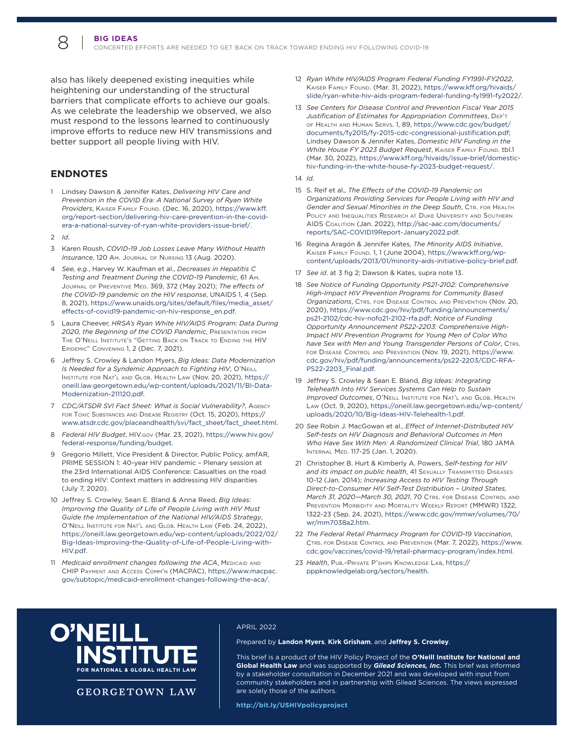also has likely deepened existing inequities while heightening our understanding of the structural barriers that complicate efforts to achieve our goals. As we celebrate the leadership we observed, we also must respond to the lessons learned to continuously improve efforts to reduce new HIV transmissions and better support all people living with HIV.

## ENDNOTES

1. Lindsey Dawson & Jennifer Kates, *Delivering HIV Care and Prevention in the COVID Era: A National Survey of Ryan White Providers*, Kaiser Family Found. (Dec. 16, 2020), https://www.kff.org/report-section/delivering-hiv-care-prevention-in-the-covid-era-a-national-survey-of-ryan-white-providers-issue-brief/.
2. *Id*.
3. Karen Roush, *COVID-19 Job Losses Leave Many Without Health Insurance*, 120 Am. Journal of Nursing 13 (Aug. 2020).
4. *See, e.g.*, Harvey W. Kaufman et al., *Decreases in Hepatitis C Testing and Treatment During the COVID-19 Pandemic*, 61 Am. Journal of Preventive Med. 369, 372 (May 2021); *The effects of the COVID-19 pandemic on the HIV response*, UNAIDS 1, 4 (Sep. 8, 2021), https://www.unaids.org/sites/default/files/media_asset/effects-of-covid19-pandemic-on-hiv-response_en.pdf.
5. Laura Cheever, *HRSA's Ryan White HIV/AIDS Program: Data During 2020, the Beginning of the COVID Pandemic*, Presentation from The O'Neill Institute's "Getting Back on Track to Ending the HIV Epidemic" Convening 1, 2 (Dec. 7, 2021).
6. Jeffrey S. Crowley & Landon Myers, *Big Ideas: Data Modernization Is Needed for a Syndemic Approach to Fighting HIV*, O'Neill Institute for Nat'l and Glob. Health Law (Nov. 20, 2021), https://oneill.law.georgetown.edu/wp-content/uploads/2021/11/BI-Data-Modernization-211120.pdf.
7. *CDC/ATSDR SVI Fact Sheet: What is Social Vulnerability?*, Agency for Toxic Substances and Disease Registry (Oct. 15, 2020), https://www.atsdr.cdc.gov/placeandhealth/svi/fact_sheet/fact_sheet.html.
8. *Federal HIV Budget*, HIV.gov (Mar. 23, 2021), https://www.hiv.gov/federal-response/funding/budget.
9. Gregorio Millett, Vice President & Director, Public Policy, amfAR, PRIME SESSION 1: 40-year HIV pandemic – Plenary session at the 23rd International AIDS Conference: Casualties on the road to ending HIV: Context matters in addressing HIV disparities (July 7, 2020).
10. Jeffrey S. Crowley, Sean E. Bland & Anna Reed, *Big Ideas: Improving the Quality of Life of People Living with HIV Must Guide the Implementation of the National HIV/AIDS Strategy*, O'Neill Institute for Nat'l and Glob. Health Law (Feb. 24, 2022), https://oneill.law.georgetown.edu/wp-content/uploads/2022/02/Big-Ideas-Improving-the-Quality-of-Life-of-People-Living-with-HIV.pdf.
11. *Medicaid enrollment changes following the ACA*, Medicaid and CHIP Payment and Access Comm'n (MACPAC), https://www.macpac.gov/subtopic/medicaid-enrollment-changes-following-the-aca/.
12. *Ryan White HIV/AIDS Program Federal Funding FY1991-FY2022*, Kaiser Family Found. (Mar. 31, 2022), https://www.kff.org/hivaids/slide/ryan-white-hiv-aids-program-federal-funding-fy1991-fy2022/.
13. *See Centers for Disease Control and Prevention Fiscal Year 2015 Justification of Estimates for Appropriation Committees*, Dep't of Health and Human Servs. 1, 89, https://www.cdc.gov/budget/documents/fy2015/fy-2015-cdc-congressional-justification.pdf; Lindsey Dawson & Jennifer Kates, *Domestic HIV Funding in the White House FY 2023 Budget Request*, Kaiser Family Found. tbl.1 (Mar. 30, 2022), https://www.kff.org/hivaids/issue-brief/domestic-hiv-funding-in-the-white-house-fy-2023-budget-request/.
14. *Id.*
15. S. Reif et al., *The Effects of the COVID-19 Pandemic on Organizations Providing Services for People Living with HIV and Gender and Sexual Minorities in the Deep South*, Ctr. for Health Policy and Inequalities Research at Duke University and Southern AIDS Coalition (Jan. 2022), http://sac-aac.com/documents/reports/SAC-COVID19Report-January2022.pdf.
16. Regina Aragón & Jennifer Kates, *The Minority AIDS Initiative*, Kaiser Family Found. 1, 1 (June 2004), https://www.kff.org/wp-content/uploads/2013/01/minority-aids-initiative-policy-brief.pdf.
17. *See id*. at 3 fig 2; Dawson & Kates, supra note 13.
18. *See Notice of Funding Opportunity PS21-2102: Comprehensive High-Impact HIV Prevention Programs for Community Based Organizations*, Ctrs. for Disease Control and Prevention (Nov. 20, 2020), https://www.cdc.gov/hiv/pdf/funding/announcements/ps21-2102/cdc-hiv-nofo21-2102-rfa.pdf; *Notice of Funding Opportunity Announcement PS22-2203: Comprehensive High-Impact HIV Prevention Programs for Young Men of Color Who have Sex with Men and Young Transgender Persons of Color*, Ctrs. for Disease Control and Prevention (Nov. 19, 2021), https://www.cdc.gov/hiv/pdf/funding/announcements/ps22-2203/CDC-RFA-PS22-2203_Final.pdf.
19. Jeffrey S. Crowley & Sean E. Bland, *Big Ideas: Integrating Telehealth Into HIV Services Systems Can Help to Sustain Improved Outcomes*, O'Neill Institute for Nat'l and Glob. Health Law (Oct. 9, 2020), https://oneill.law.georgetown.edu/wp-content/uploads/2020/10/Big-Ideas-HIV-Telehealth-1.pdf.
20. *See* Robin J. MacGowan et al., *Effect of Internet-Distributed HIV Self-tests on HIV Diagnosis and Behavioral Outcomes in Men Who Have Sex With Men: A Randomized Clinical Trial*, 180 JAMA Internal Med. 117-25 (Jan. 1, 2020).
21. Christopher B. Hurt & Kimberly A. Powers, *Self-testing for HIV and its impact on public health*, 41 Sexually Transmitted Diseases 10-12 (Jan. 2014); *Increasing Access to HIV Testing Through Direct-to-Consumer HIV Self-Test Distribution – United States, March 31, 2020—March 30, 2021*, 70 Ctrs. for Disease Control and Prevention Morbidity and Mortality Weekly Report (MMWR) 1322, 1322-23 (Sep. 24, 2021), https://www.cdc.gov/mmwr/volumes/70/wr/mm7038a2.htm.
22. *The Federal Retail Pharmacy Program for COVID-19 Vaccination*, Ctrs. for Disease Control and Prevention (Mar. 7, 2022), https://www.cdc.gov/vaccines/covid-19/retail-pharmacy-program/index.html.
23. *Health*, Pub.-Private P'ships Knowledge Lab, https://pppknowledgelab.org/sectors/health.

O'NEILL INSTITUTE FOR NATIONAL & GLOBAL HEALTH LAW

GEORGETOWN LAW

APRIL 2022

Prepared by **Landon Myers**, **Kirk Grisham**, and **Jeffrey S. Crowley**.

This brief is a product of the HIV Policy Project of the **O'Neill Institute for National and Global Health Law** and was supported by ***Gilead Sciences, Inc.*** This brief was informed by a stakeholder consultation in December 2021 and was developed with input from community stakeholders and in partnership with Gilead Sciences. The views expressed are solely those of the authors.

**http://bit.ly/USHIVpolicyproject**